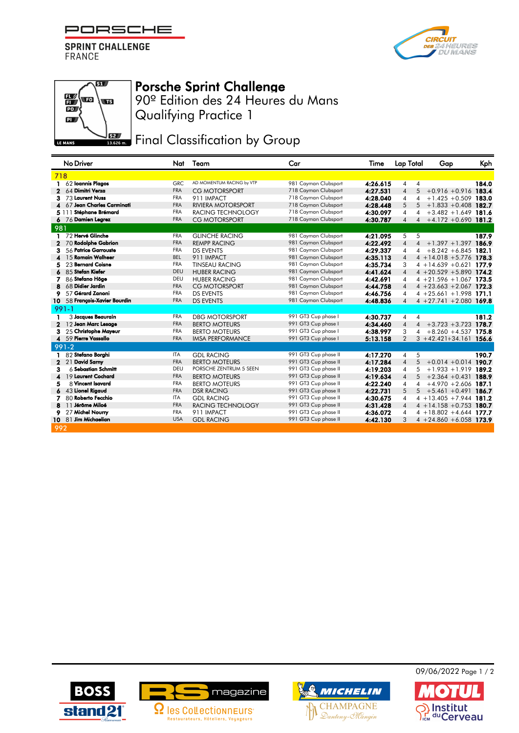PORSCHE
SPRINT CHALLENGE
FRANCE

# Porsche Sprint Challenge

## 90º Edition des 24 Heures du Mans
## Qualifying Practice 1

## Final Classification by Group

| | No | Driver | Nat | Team | Car | Time | Lap | Total | Gap | | Kph |
|---|---|---|---|---|---|---|---|---|---|---|---|
| **718** | | | | | | | | | | | |
| 1 | 62 | **Ioannis Plagos** | GRC | AD MOMENTUM RACING by VTP | 981 Cayman Clubsport | **4:26.615** | 4 | 4 | | | **184.0** |
| 2 | 64 | **Dimitri Verza** | FRA | CG MOTORSPORT | 718 Cayman Clubsport | **4:27.531** | 4 | 5 | +0.916 | +0.916 | **183.4** |
| 3 | 73 | **Laurent Nuss** | FRA | 911 IMPACT | 718 Cayman Clubsport | **4:28.040** | 4 | 4 | +1.425 | +0.509 | **183.0** |
| 4 | 67 | **Jean Charles Carminati** | FRA | RIVIERA MOTORSPORT | 718 Cayman Clubsport | **4:28.448** | 5 | 5 | +1.833 | +0.408 | **182.7** |
| 5 | 111 | **Stéphane Brémard** | FRA | RACING TECHNOLOGY | 718 Cayman Clubsport | **4:30.097** | 4 | 4 | +3.482 | +1.649 | **181.6** |
| 6 | 76 | **Damien Legrez** | FRA | CG MOTORSPORT | 718 Cayman Clubsport | **4:30.787** | 4 | 4 | +4.172 | +0.690 | **181.2** |
| **981** | | | | | | | | | | | |
| 1 | 72 | **Hervé Glinche** | FRA | GLINCHE RACING | 981 Cayman Clubsport | **4:21.095** | 5 | 5 | | | **187.9** |
| 2 | 70 | **Rodolphe Gabrion** | FRA | REMPP RACING | 981 Cayman Clubsport | **4:22.492** | 4 | 4 | +1.397 | +1.397 | **186.9** |
| 3 | 56 | **Patrice Garrouste** | FRA | DS EVENTS | 981 Cayman Clubsport | **4:29.337** | 4 | 4 | +8.242 | +6.845 | **182.1** |
| 4 | 15 | **Romain Walheer** | BEL | 911 IMPACT | 981 Cayman Clubsport | **4:35.113** | 4 | 4 | +14.018 | +5.776 | **178.3** |
| 5 | 23 | **Bernard Coisne** | FRA | TINSEAU RACING | 981 Cayman Clubsport | **4:35.734** | 3 | 4 | +14.639 | +0.621 | **177.9** |
| 6 | 85 | **Stefan Kiefer** | DEU | HUBER RACING | 981 Cayman Clubsport | **4:41.624** | 4 | 4 | +20.529 | +5.890 | **174.2** |
| 7 | 86 | **Stefano Höge** | DEU | HUBER RACING | 981 Cayman Clubsport | **4:42.691** | 4 | 4 | +21.596 | +1.067 | **173.5** |
| 8 | 68 | **Didier Jardin** | FRA | CG MOTORSPORT | 981 Cayman Clubsport | **4:44.758** | 4 | 4 | +23.663 | +2.067 | **172.3** |
| 9 | 57 | **Gérard Zanoni** | FRA | DS EVENTS | 981 Cayman Clubsport | **4:46.756** | 4 | 4 | +25.661 | +1.998 | **171.1** |
| 10 | 58 | **François-Xavier Bourdin** | FRA | DS EVENTS | 981 Cayman Clubsport | **4:48.836** | 4 | 4 | +27.741 | +2.080 | **169.8** |
| **991-1** | | | | | | | | | | | |
| 1 | 3 | **Jacques Beaurain** | FRA | DBG MOTORSPORT | 991 GT3 Cup phase I | **4:30.737** | 4 | 4 | | | **181.2** |
| 2 | 12 | **Jean Marc Lesage** | FRA | BERTO MOTEURS | 991 GT3 Cup phase I | **4:34.460** | 4 | 4 | +3.723 | +3.723 | **178.7** |
| 3 | 25 | **Christophe Mayeur** | FRA | BERTO MOTEURS | 991 GT3 Cup phase I | **4:38.997** | 3 | 4 | +8.260 | +4.537 | **175.8** |
| 4 | 59 | **Pierre Vassallo** | FRA | IMSA PERFORMANCE | 991 GT3 Cup phase I | **5:13.158** | 2 | 3 | +42.421 | +34.161 | **156.6** |
| **991-2** | | | | | | | | | | | |
| 1 | 82 | **Stefano Borghi** | ITA | GDL RACING | 991 GT3 Cup phase II | **4:17.270** | 4 | 5 | | | **190.7** |
| 2 | 21 | **David Sarny** | FRA | BERTO MOTEURS | 991 GT3 Cup phase II | **4:17.284** | 4 | 5 | +0.014 | +0.014 | **190.7** |
| 3 | 6 | **Sebastian Schmitt** | DEU | PORSCHE ZENTRUM 5 SEEN | 991 GT3 Cup phase II | **4:19.203** | 4 | 5 | +1.933 | +1.919 | **189.2** |
| 4 | 19 | **Laurent Cochard** | FRA | BERTO MOTEURS | 991 GT3 Cup phase II | **4:19.634** | 4 | 5 | +2.364 | +0.431 | **188.9** |
| 5 | 8 | **Vincent Isavard** | FRA | BERTO MOTEURS | 991 GT3 Cup phase II | **4:22.240** | 4 | 4 | +4.970 | +2.606 | **187.1** |
| 6 | 43 | **Lionel Rigaud** | FRA | DSR RACING | 991 GT3 Cup phase II | **4:22.731** | 5 | 5 | +5.461 | +0.491 | **186.7** |
| 7 | 80 | **Roberto Fecchio** | ITA | GDL RACING | 991 GT3 Cup phase II | **4:30.675** | 4 | 4 | +13.405 | +7.944 | **181.2** |
| 8 | 11 | **Jérôme Miloé** | FRA | RACING TECHNOLOGY | 991 GT3 Cup phase II | **4:31.428** | 4 | 4 | +14.158 | +0.753 | **180.7** |
| 9 | 27 | **Michel Nourry** | FRA | 911 IMPACT | 991 GT3 Cup phase II | **4:36.072** | 4 | 4 | +18.802 | +4.644 | **177.7** |
| 10 | 81 | **Jim Michaelian** | USA | GDL RACING | 991 GT3 Cup phase II | **4:42.130** | 3 | 4 | +24.860 | +6.058 | **173.9** |
| **992** | | | | | | | | | | | |

09/06/2022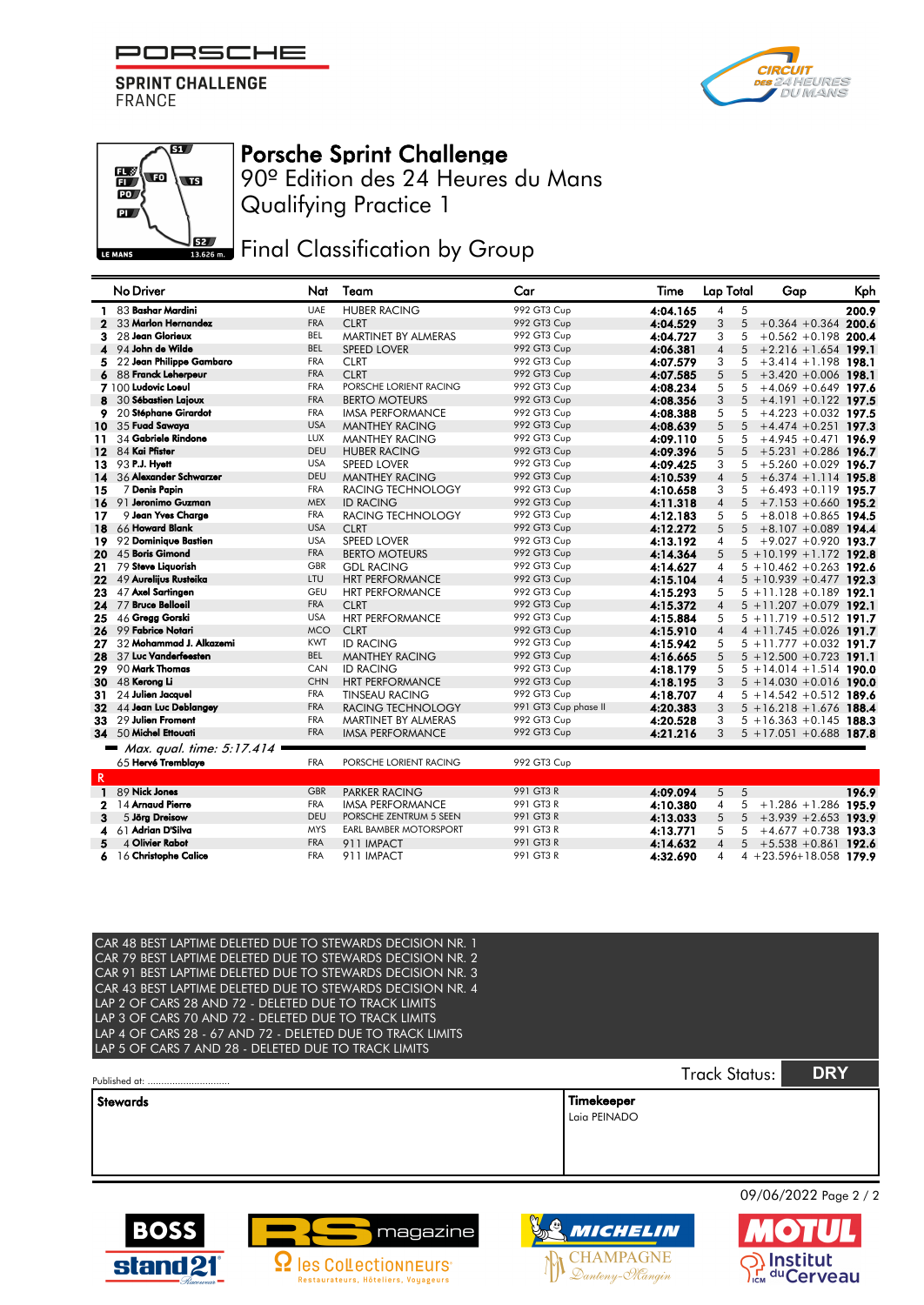PORSCHE SPRINT CHALLENGE FRANCE

# Porsche Sprint Challenge

## 90º Edition des 24 Heures du Mans

## Qualifying Practice 1

## Final Classification by Group

| | No | Driver | Nat | Team | Car | Time | Lap | Total | Gap | | Kph |
|---|---|---|---|---|---|---|---|---|---|---|---|
| 1 | 83 | **Bashar Mardini** | UAE | HUBER RACING | 992 GT3 Cup | **4:04.165** | 4 | 5 | | | **200.9** |
| 2 | 33 | **Marlon Hernandez** | FRA | CLRT | 992 GT3 Cup | **4:04.529** | 3 | 5 | +0.364 | +0.364 | **200.6** |
| 3 | 28 | **Jean Glorieux** | BEL | MARTINET BY ALMERAS | 992 GT3 Cup | **4:04.727** | 3 | 5 | +0.562 | +0.198 | **200.4** |
| 4 | 94 | **John de Wilde** | BEL | SPEED LOVER | 992 GT3 Cup | **4:06.381** | 4 | 5 | +2.216 | +1.654 | **199.1** |
| 5 | 22 | **Jean Philippe Gambaro** | FRA | CLRT | 992 GT3 Cup | **4:07.579** | 3 | 5 | +3.414 | +1.198 | **198.1** |
| 6 | 88 | **Franck Leherpeur** | FRA | CLRT | 992 GT3 Cup | **4:07.585** | 5 | 5 | +3.420 | +0.006 | **198.1** |
| 7 | 100 | **Ludovic Loeul** | FRA | PORSCHE LORIENT RACING | 992 GT3 Cup | **4:08.234** | 5 | 5 | +4.069 | +0.649 | **197.6** |
| 8 | 30 | **Sébastien Lajoux** | FRA | BERTO MOTEURS | 992 GT3 Cup | **4:08.356** | 3 | 5 | +4.191 | +0.122 | **197.5** |
| 9 | 20 | **Stéphane Girardot** | FRA | IMSA PERFORMANCE | 992 GT3 Cup | **4:08.388** | 5 | 5 | +4.223 | +0.032 | **197.5** |
| 10 | 35 | **Fuad Sawaya** | USA | MANTHEY RACING | 992 GT3 Cup | **4:08.639** | 5 | 5 | +4.474 | +0.251 | **197.3** |
| 11 | 34 | **Gabriele Rindone** | LUX | MANTHEY RACING | 992 GT3 Cup | **4:09.110** | 5 | 5 | +4.945 | +0.471 | **196.9** |
| 12 | 84 | **Kai Pfister** | DEU | HUBER RACING | 992 GT3 Cup | **4:09.396** | 5 | 5 | +5.231 | +0.286 | **196.7** |
| 13 | 93 | **P.J. Hyett** | USA | SPEED LOVER | 992 GT3 Cup | **4:09.425** | 3 | 5 | +5.260 | +0.029 | **196.7** |
| 14 | 36 | **Alexander Schwarzer** | DEU | MANTHEY RACING | 992 GT3 Cup | **4:10.539** | 4 | 5 | +6.374 | +1.114 | **195.8** |
| 15 | 7 | **Denis Papin** | FRA | RACING TECHNOLOGY | 992 GT3 Cup | **4:10.658** | 3 | 5 | +6.493 | +0.119 | **195.7** |
| 16 | 91 | **Jeronimo Guzman** | MEX | ID RACING | 992 GT3 Cup | **4:11.318** | 4 | 5 | +7.153 | +0.660 | **195.2** |
| 17 | 9 | **Jean Yves Charge** | FRA | RACING TECHNOLOGY | 992 GT3 Cup | **4:12.183** | 5 | 5 | +8.018 | +0.865 | **194.5** |
| 18 | 66 | **Howard Blank** | USA | CLRT | 992 GT3 Cup | **4:12.272** | 5 | 5 | +8.107 | +0.089 | **194.4** |
| 19 | 92 | **Dominique Bastien** | USA | SPEED LOVER | 992 GT3 Cup | **4:13.192** | 4 | 5 | +9.027 | +0.920 | **193.7** |
| 20 | 45 | **Boris Gimond** | FRA | BERTO MOTEURS | 992 GT3 Cup | **4:14.364** | 5 | 5 | +10.199 | +1.172 | **192.8** |
| 21 | 79 | **Steve Liquorish** | GBR | GDL RACING | 992 GT3 Cup | **4:14.627** | 4 | 5 | +10.462 | +0.263 | **192.6** |
| 22 | 49 | **Aurelijus Rusteika** | LTU | HRT PERFORMANCE | 992 GT3 Cup | **4:15.104** | 4 | 5 | +10.939 | +0.477 | **192.3** |
| 23 | 47 | **Axel Sartingen** | GEU | HRT PERFORMANCE | 992 GT3 Cup | **4:15.293** | 5 | 5 | +11.128 | +0.189 | **192.1** |
| 24 | 77 | **Bruce Belloeil** | FRA | CLRT | 992 GT3 Cup | **4:15.372** | 4 | 5 | +11.207 | +0.079 | **192.1** |
| 25 | 46 | **Gregg Gorski** | USA | HRT PERFORMANCE | 992 GT3 Cup | **4:15.884** | 5 | 5 | +11.719 | +0.512 | **191.7** |
| 26 | 99 | **Fabrice Notari** | MCO | CLRT | 992 GT3 Cup | **4:15.910** | 4 | 4 | +11.745 | +0.026 | **191.7** |
| 27 | 32 | **Mohammad J. Alkazemi** | KWT | ID RACING | 992 GT3 Cup | **4:15.942** | 5 | 5 | +11.777 | +0.032 | **191.7** |
| 28 | 37 | **Luc Vanderfeesten** | BEL | MANTHEY RACING | 992 GT3 Cup | **4:16.665** | 5 | 5 | +12.500 | +0.723 | **191.1** |
| 29 | 90 | **Mark Thomas** | CAN | ID RACING | 992 GT3 Cup | **4:18.179** | 5 | 5 | +14.014 | +1.514 | **190.0** |
| 30 | 48 | **Kerong Li** | CHN | HRT PERFORMANCE | 992 GT3 Cup | **4:18.195** | 3 | 5 | +14.030 | +0.016 | **190.0** |
| 31 | 24 | **Julien Jacquel** | FRA | TINSEAU RACING | 992 GT3 Cup | **4:18.707** | 4 | 5 | +14.542 | +0.512 | **189.6** |
| 32 | 44 | **Jean Luc Deblangey** | FRA | RACING TECHNOLOGY | 991 GT3 Cup phase II | **4:20.383** | 3 | 5 | +16.218 | +1.676 | **188.4** |
| 33 | 29 | **Julien Froment** | FRA | MARTINET BY ALMERAS | 992 GT3 Cup | **4:20.528** | 3 | 5 | +16.363 | +0.145 | **188.3** |
| 34 | 50 | **Michel Ettouati** | FRA | IMSA PERFORMANCE | 992 GT3 Cup | **4:21.216** | 3 | 5 | +17.051 | +0.688 | **187.8** |
| | | *Max. qual. time: 5:17.414* | | | | | | | | | |
| | 65 | **Hervé Tremblaye** | FRA | PORSCHE LORIENT RACING | 992 GT3 Cup | | | | | | |
| **R** | | | | | | | | | | | |
| 1 | 89 | **Nick Jones** | GBR | PARKER RACING | 991 GT3 R | **4:09.094** | 5 | 5 | | | **196.9** |
| 2 | 14 | **Arnaud Pierre** | FRA | IMSA PERFORMANCE | 991 GT3 R | **4:10.380** | 4 | 5 | +1.286 | +1.286 | **195.9** |
| 3 | 5 | **Jörg Dreisow** | DEU | PORSCHE ZENTRUM 5 SEEN | 991 GT3 R | **4:13.033** | 5 | 5 | +3.939 | +2.653 | **193.9** |
| 4 | 61 | **Adrian D'Silva** | MYS | EARL BAMBER MOTORSPORT | 991 GT3 R | **4:13.771** | 5 | 5 | +4.677 | +0.738 | **193.3** |
| 5 | 4 | **Olivier Rabot** | FRA | 911 IMPACT | 991 GT3 R | **4:14.632** | 4 | 5 | +5.538 | +0.861 | **192.6** |
| 6 | 16 | **Christophe Calice** | FRA | 911 IMPACT | 991 GT3 R | **4:32.690** | 4 | 4 | +23.596 | +18.058 | **179.9** |

CAR 48 BEST LAPTIME DELETED DUE TO STEWARDS DECISION NR. 1
CAR 79 BEST LAPTIME DELETED DUE TO STEWARDS DECISION NR. 2
CAR 91 BEST LAPTIME DELETED DUE TO STEWARDS DECISION NR. 3
CAR 43 BEST LAPTIME DELETED DUE TO STEWARDS DECISION NR. 4
LAP 2 OF CARS 28 AND 72 - DELETED DUE TO TRACK LIMITS
LAP 3 OF CARS 70 AND 72 - DELETED DUE TO TRACK LIMITS
LAP 4 OF CARS 28 - 67 AND 72 - DELETED DUE TO TRACK LIMITS
LAP 5 OF CARS 7 AND 28 - DELETED DUE TO TRACK LIMITS

Published at: ..............................

Track Status: **DRY**

| **Stewards** | **Timekeeper** |
|---|---|
| | Laia PEINADO |

09/06/2022